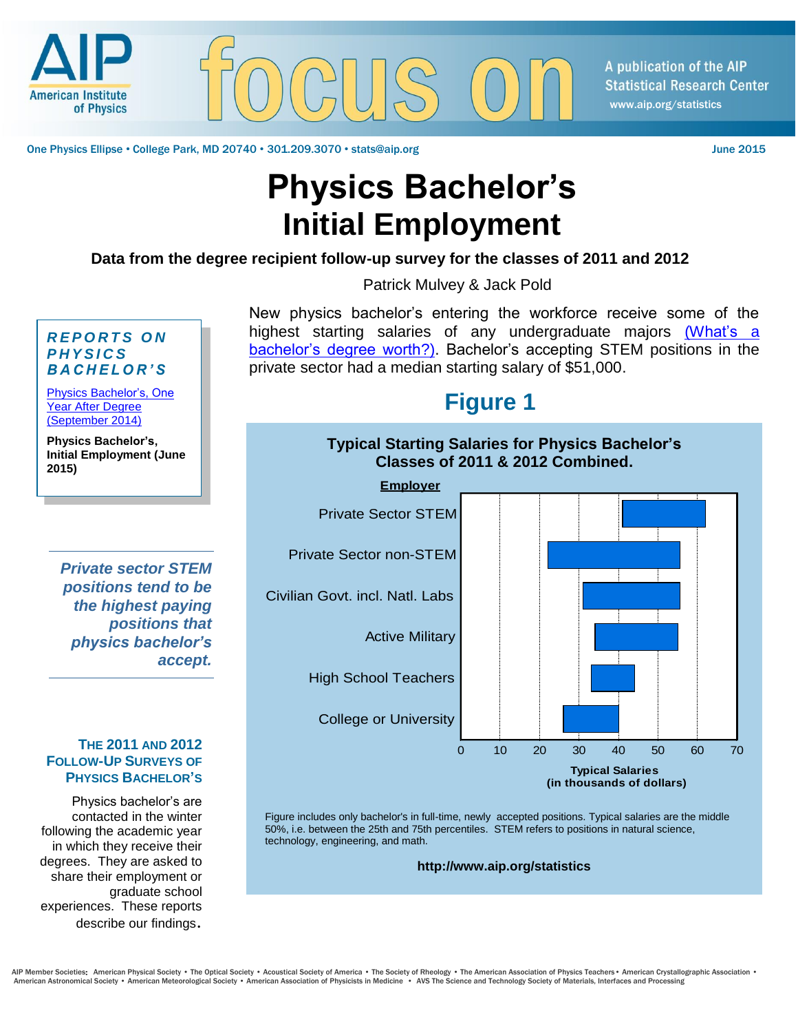# Physics Bachelor's Initial Employment

**Data from the degree recipient follow-up survey for the classes of 2011 and 2012**

Patrick Mulvey & Jack Pold

New physics bachelor's entering the workforce receive some of the highest starting salaries of any undergraduate majors (What's a bachelor's degree worth?). Bachelor's accepting STEM positions in the private sector had a median starting salary of $51,000.

## Figure 1

**Typical Starting Salaries for Physics Bachelor's Classes of 2011 & 2012 Combined.**

| Employer | Typical Salaries (in thousands of dollars) |
|---|---|
| Private Sector STEM | ~41–62 |
| Private Sector non-STEM | ~22–55 |
| Civilian Govt. incl. Natl. Labs | ~31–55 |
| Active Military | ~34–55 |
| High School Teachers | ~33–44 |
| College or University | ~26–40 |

Figure includes only bachelor's in full-time, newly accepted positions. Typical salaries are the middle 50%, i.e. between the 25th and 75th percentiles. STEM refers to positions in natural science, technology, engineering, and math.

**http://www.aip.org/statistics**

### REPORTS ON PHYSICS BACHELOR'S

Physics Bachelor's, One Year After Degree (September 2014)

**Physics Bachelor's, Initial Employment (June 2015)**

***Private sector STEM positions tend to be the highest paying positions that physics bachelor's accept.***

### THE 2011 AND 2012 FOLLOW-UP SURVEYS OF PHYSICS BACHELOR'S

Physics bachelor's are contacted in the winter following the academic year in which they receive their degrees. They are asked to share their employment or graduate school experiences. These reports describe our findings.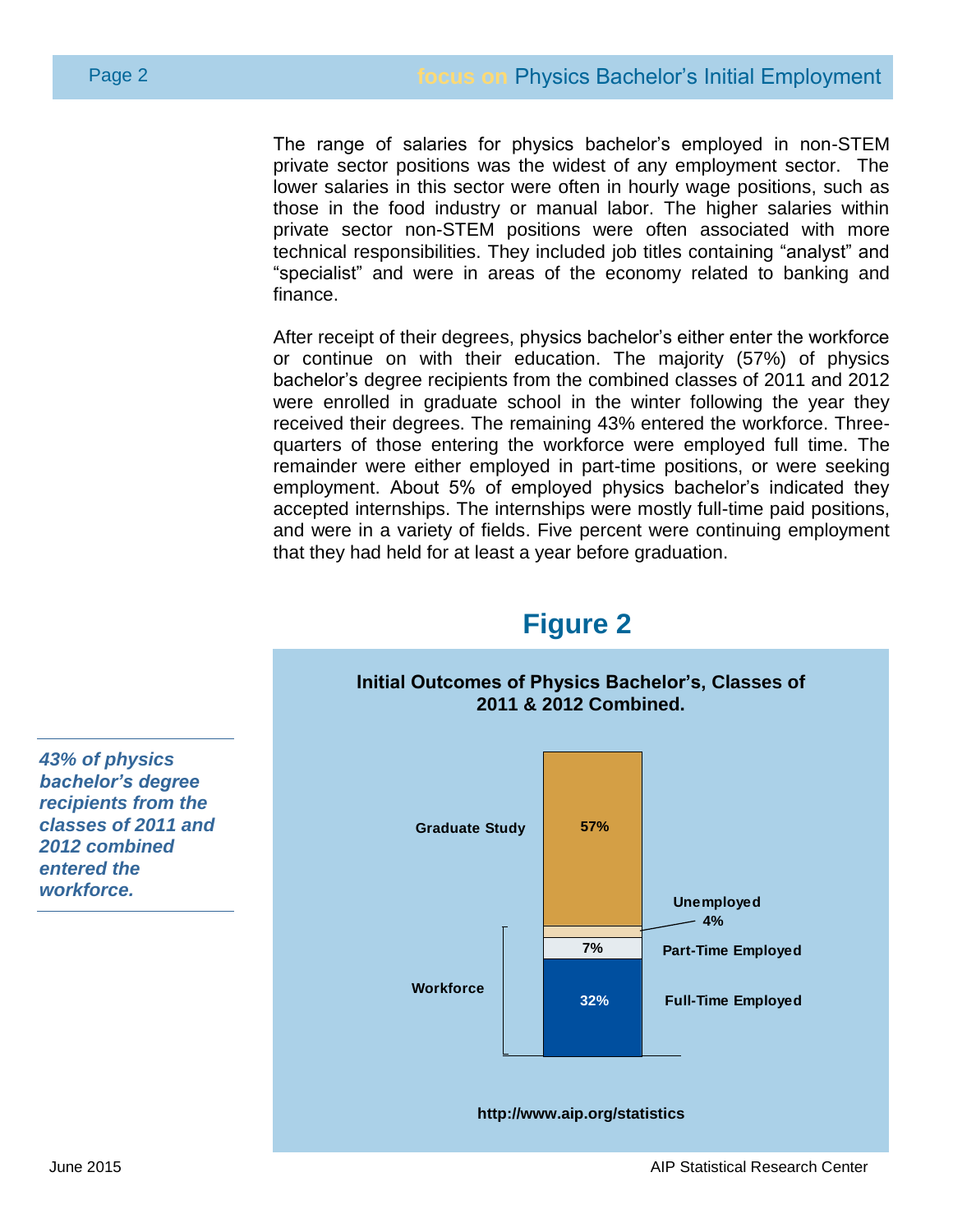The range of salaries for physics bachelor's employed in non-STEM private sector positions was the widest of any employment sector. The lower salaries in this sector were often in hourly wage positions, such as those in the food industry or manual labor. The higher salaries within private sector non-STEM positions were often associated with more technical responsibilities. They included job titles containing "analyst" and "specialist" and were in areas of the economy related to banking and finance.

After receipt of their degrees, physics bachelor's either enter the workforce or continue on with their education. The majority (57%) of physics bachelor's degree recipients from the combined classes of 2011 and 2012 were enrolled in graduate school in the winter following the year they received their degrees. The remaining 43% entered the workforce. Three-quarters of those entering the workforce were employed full time. The remainder were either employed in part-time positions, or were seeking employment. About 5% of employed physics bachelor's indicated they accepted internships. The internships were mostly full-time paid positions, and were in a variety of fields. Five percent were continuing employment that they had held for at least a year before graduation.

*43% of physics bachelor's degree recipients from the classes of 2011 and 2012 combined entered the workforce.*

## Figure 2

**Initial Outcomes of Physics Bachelor's, Classes of 2011 & 2012 Combined.**

| Outcome | | Percent |
|---|---|---|
| Graduate Study | | 57% |
| Workforce | Unemployed | 4% |
| | Part-Time Employed | 7% |
| | Full-Time Employed | 32% |

**http://www.aip.org/statistics**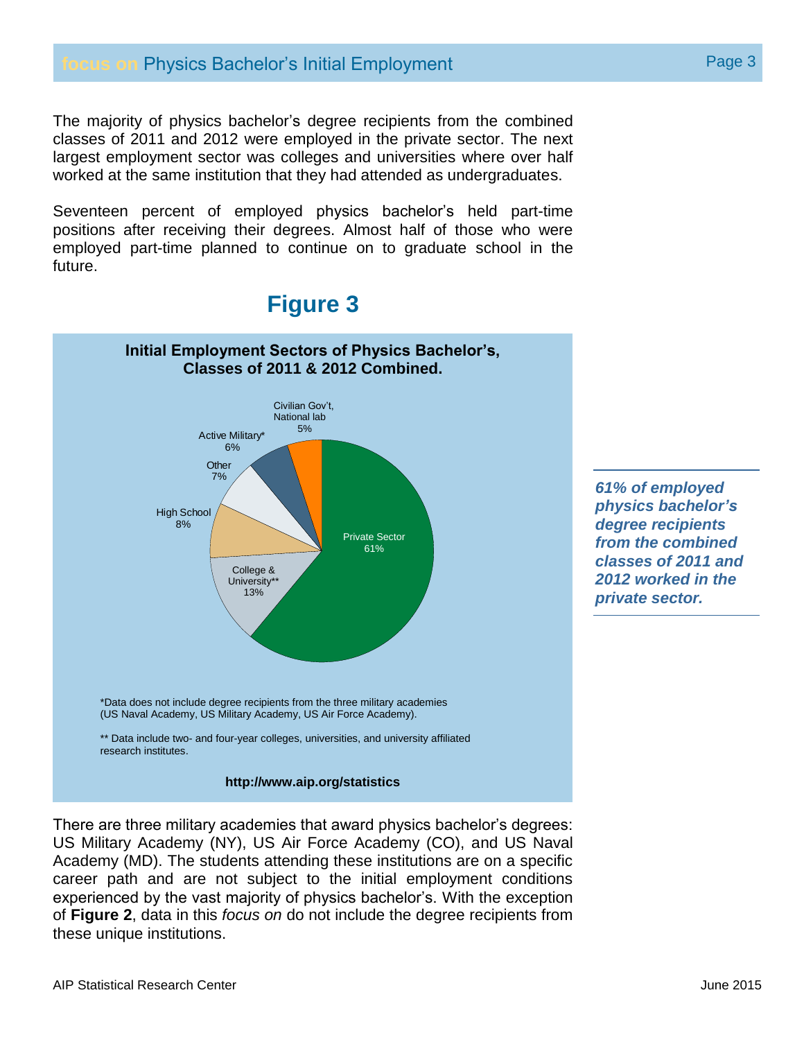The majority of physics bachelor's degree recipients from the combined classes of 2011 and 2012 were employed in the private sector. The next largest employment sector was colleges and universities where over half worked at the same institution that they had attended as undergraduates.

Seventeen percent of employed physics bachelor's held part-time positions after receiving their degrees. Almost half of those who were employed part-time planned to continue on to graduate school in the future.

## Figure 3

**Initial Employment Sectors of Physics Bachelor's, Classes of 2011 & 2012 Combined.**

| Sector | Percent |
| --- | --- |
| Private Sector | 61% |
| College & University** | 13% |
| High School | 8% |
| Other | 7% |
| Active Military* | 6% |
| Civilian Gov't, National lab | 5% |

*Data does not include degree recipients from the three military academies (US Naval Academy, US Military Academy, US Air Force Academy).

** Data include two- and four-year colleges, universities, and university affiliated research institutes.

**http://www.aip.org/statistics**

***61% of employed physics bachelor's degree recipients from the combined classes of 2011 and 2012 worked in the private sector.***

There are three military academies that award physics bachelor's degrees: US Military Academy (NY), US Air Force Academy (CO), and US Naval Academy (MD). The students attending these institutions are on a specific career path and are not subject to the initial employment conditions experienced by the vast majority of physics bachelor's. With the exception of **Figure 2**, data in this *focus on* do not include the degree recipients from these unique institutions.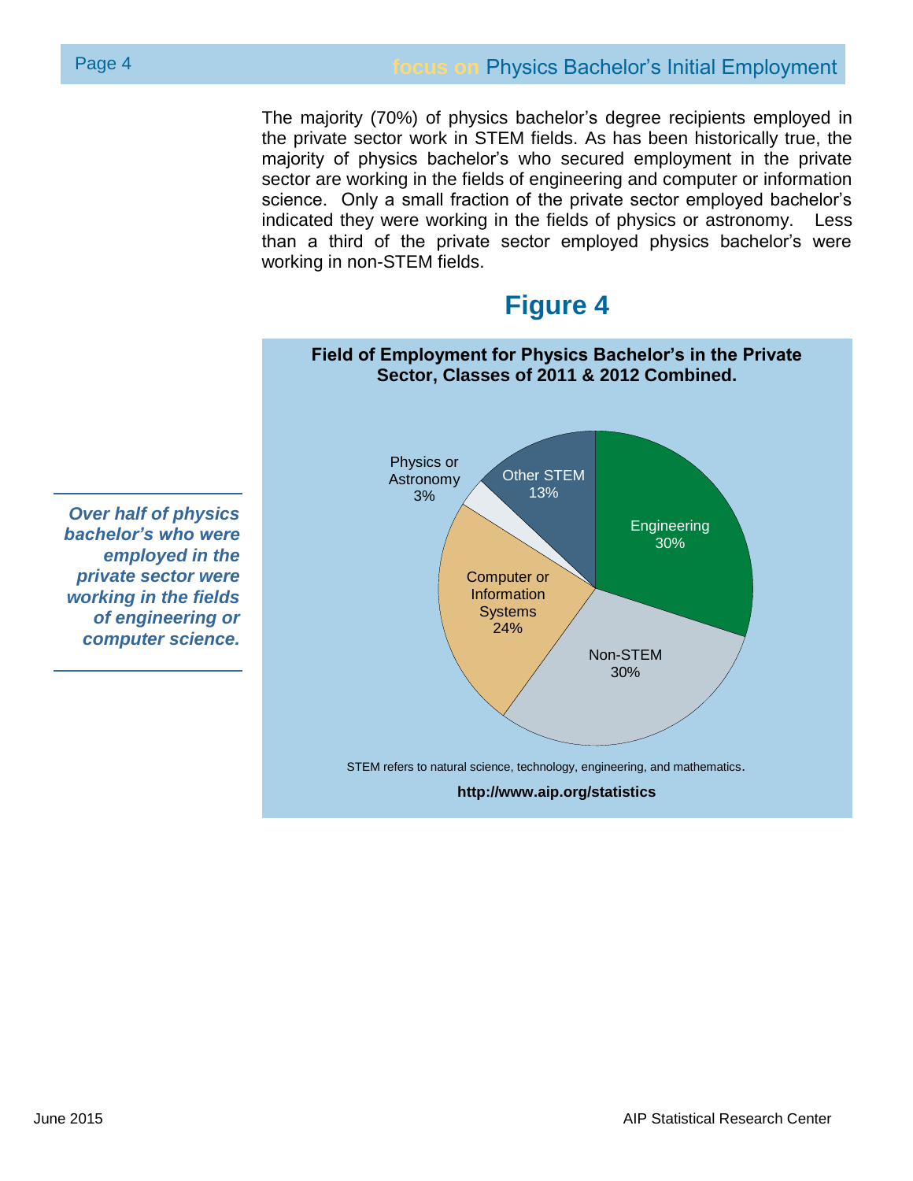The majority (70%) of physics bachelor's degree recipients employed in the private sector work in STEM fields. As has been historically true, the majority of physics bachelor's who secured employment in the private sector are working in the fields of engineering and computer or information science. Only a small fraction of the private sector employed bachelor's indicated they were working in the fields of physics or astronomy. Less than a third of the private sector employed physics bachelor's were working in non-STEM fields.

***Over half of physics bachelor's who were employed in the private sector were working in the fields of engineering or computer science.***

## Figure 4

**Field of Employment for Physics Bachelor's in the Private Sector, Classes of 2011 & 2012 Combined.**

| Field | Percent |
|---|---|
| Engineering | 30% |
| Non-STEM | 30% |
| Computer or Information Systems | 24% |
| Physics or Astronomy | 3% |
| Other STEM | 13% |

STEM refers to natural science, technology, engineering, and mathematics.

**http://www.aip.org/statistics**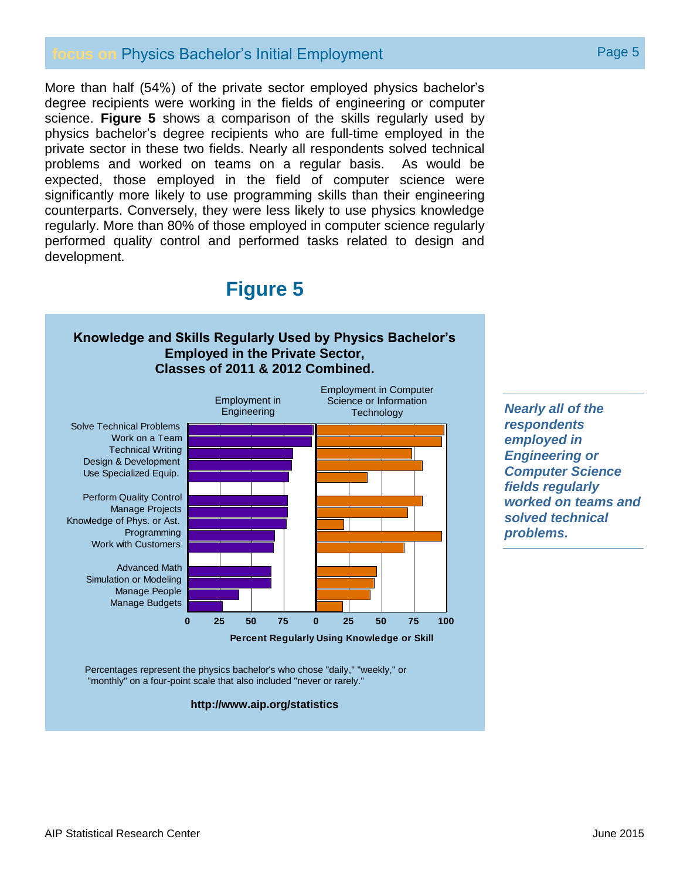More than half (54%) of the private sector employed physics bachelor's degree recipients were working in the fields of engineering or computer science. **Figure 5** shows a comparison of the skills regularly used by physics bachelor's degree recipients who are full-time employed in the private sector in these two fields. Nearly all respondents solved technical problems and worked on teams on a regular basis. As would be expected, those employed in the field of computer science were significantly more likely to use programming skills than their engineering counterparts. Conversely, they were less likely to use physics knowledge regularly. More than 80% of those employed in computer science regularly performed quality control and performed tasks related to design and development.

## Figure 5

**Knowledge and Skills Regularly Used by Physics Bachelor's Employed in the Private Sector, Classes of 2011 & 2012 Combined.**

Employment in Engineering | Employment in Computer Science or Information Technology

- Solve Technical Problems
- Work on a Team
- Technical Writing
- Design & Development
- Use Specialized Equip.
- Perform Quality Control
- Manage Projects
- Knowledge of Phys. or Ast.
- Programming
- Work with Customers
- Advanced Math
- Simulation or Modeling
- Manage People
- Manage Budgets

0 25 50 75 | 0 25 50 75 100

**Percent Regularly Using Knowledge or Skill**

Percentages represent the physics bachelor's who chose "daily," "weekly," or "monthly" on a four-point scale that also included "never or rarely."

**http://www.aip.org/statistics**

*Nearly all of the respondents employed in Engineering or Computer Science fields regularly worked on teams and solved technical problems.*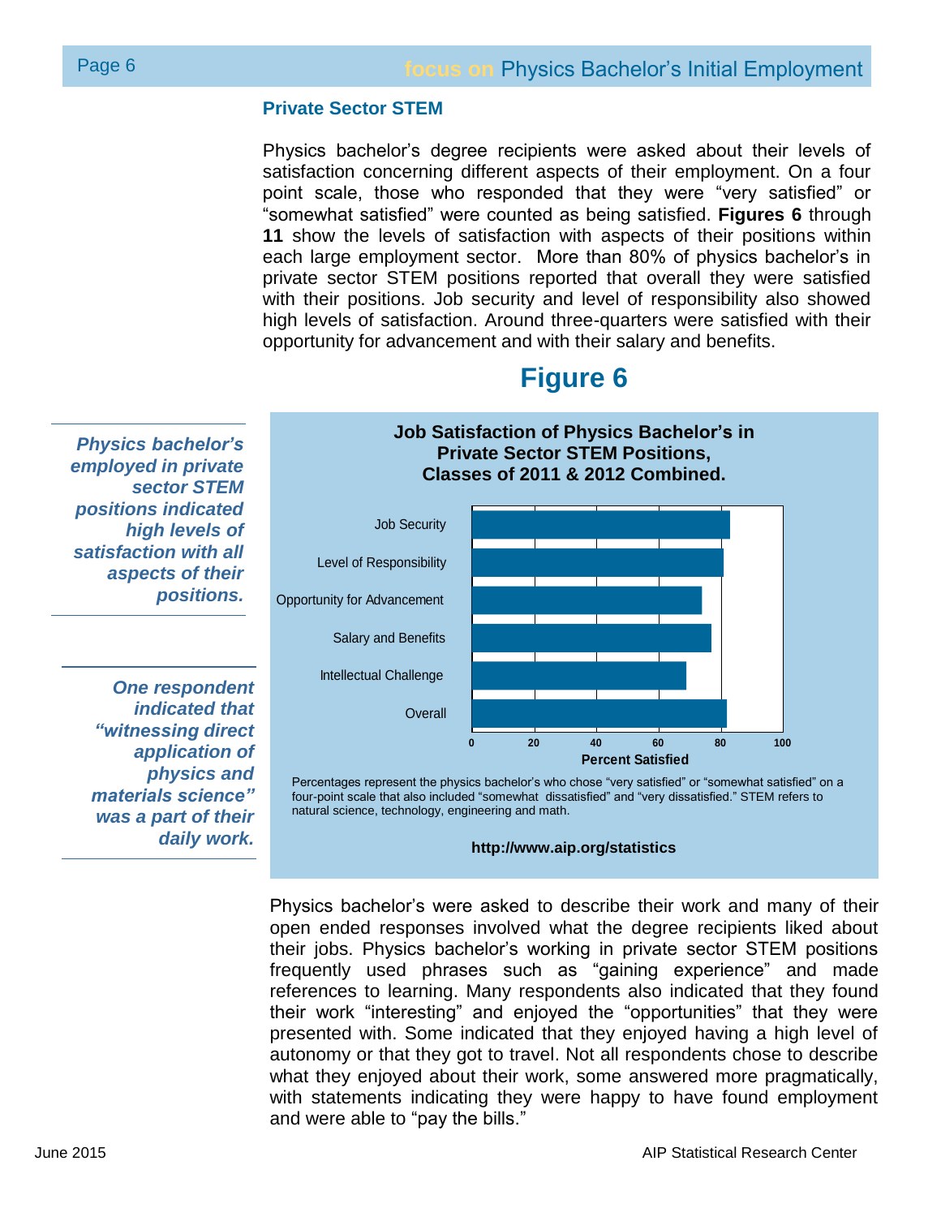## Private Sector STEM

Physics bachelor's degree recipients were asked about their levels of satisfaction concerning different aspects of their employment. On a four point scale, those who responded that they were "very satisfied" or "somewhat satisfied" were counted as being satisfied. **Figures 6** through **11** show the levels of satisfaction with aspects of their positions within each large employment sector. More than 80% of physics bachelor's in private sector STEM positions reported that overall they were satisfied with their positions. Job security and level of responsibility also showed high levels of satisfaction. Around three-quarters were satisfied with their opportunity for advancement and with their salary and benefits.

***Physics bachelor's employed in private sector STEM positions indicated high levels of satisfaction with all aspects of their positions.***

***One respondent indicated that "witnessing direct application of physics and materials science" was a part of their daily work.***

# Figure 6

**Job Satisfaction of Physics Bachelor's in Private Sector STEM Positions, Classes of 2011 & 2012 Combined.**

| Aspect | Percent Satisfied (approx.) |
|---|---|
| Job Security | 83 |
| Level of Responsibility | 81 |
| Opportunity for Advancement | 74 |
| Salary and Benefits | 77 |
| Intellectual Challenge | 69 |
| Overall | 82 |

Percentages represent the physics bachelor's who chose "very satisfied" or "somewhat satisfied" on a four-point scale that also included "somewhat dissatisfied" and "very dissatisfied." STEM refers to natural science, technology, engineering and math.

**http://www.aip.org/statistics**

Physics bachelor's were asked to describe their work and many of their open ended responses involved what the degree recipients liked about their jobs. Physics bachelor's working in private sector STEM positions frequently used phrases such as "gaining experience" and made references to learning. Many respondents also indicated that they found their work "interesting" and enjoyed the "opportunities" that they were presented with. Some indicated that they enjoyed having a high level of autonomy or that they got to travel. Not all respondents chose to describe what they enjoyed about their work, some answered more pragmatically, with statements indicating they were happy to have found employment and were able to "pay the bills."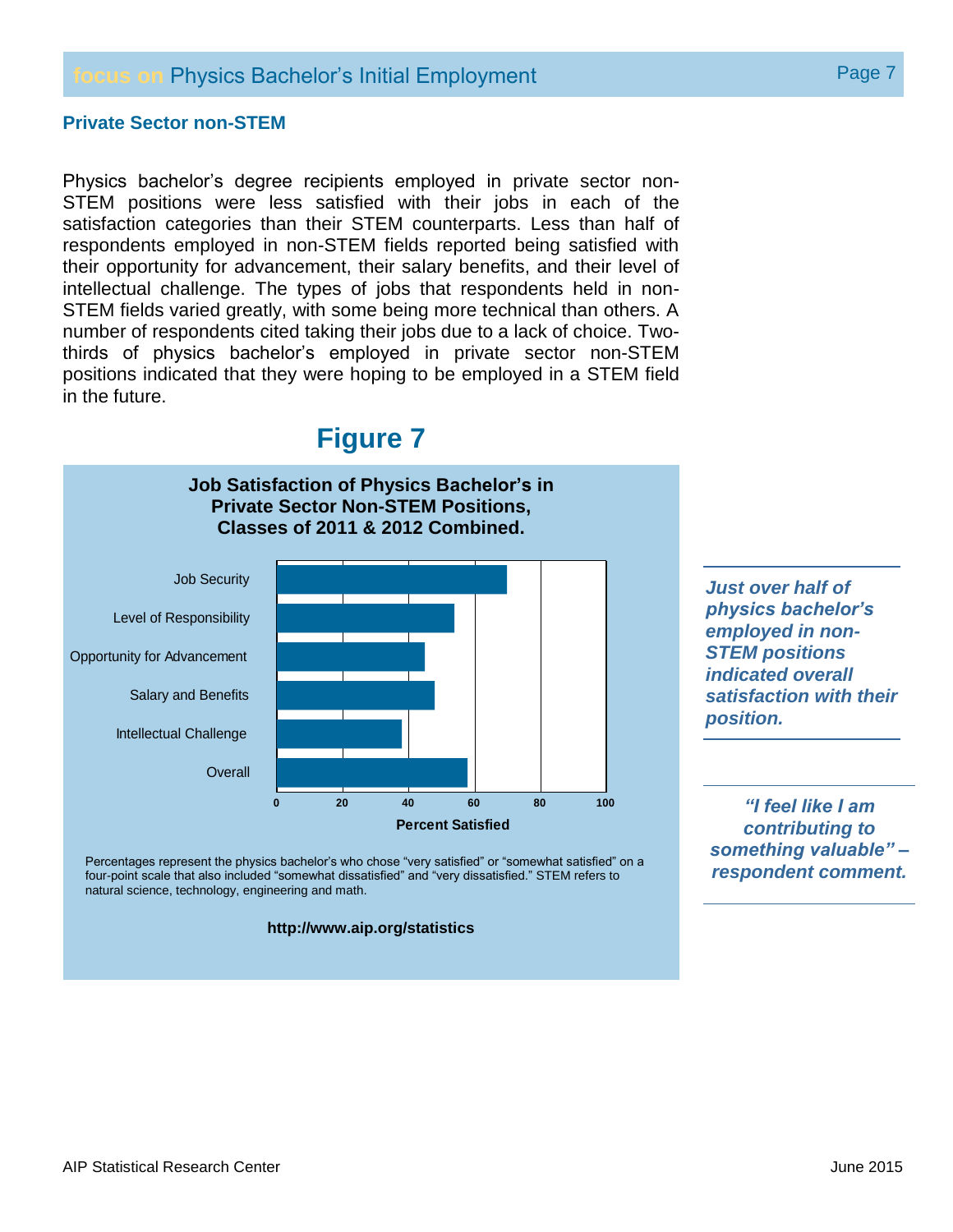## Private Sector non-STEM

Physics bachelor's degree recipients employed in private sector non-STEM positions were less satisfied with their jobs in each of the satisfaction categories than their STEM counterparts. Less than half of respondents employed in non-STEM fields reported being satisfied with their opportunity for advancement, their salary benefits, and their level of intellectual challenge. The types of jobs that respondents held in non-STEM fields varied greatly, with some being more technical than others. A number of respondents cited taking their jobs due to a lack of choice. Two-thirds of physics bachelor's employed in private sector non-STEM positions indicated that they were hoping to be employed in a STEM field in the future.

# Figure 7

**Job Satisfaction of Physics Bachelor's in Private Sector Non-STEM Positions, Classes of 2011 & 2012 Combined.**

Job Security
Level of Responsibility
Opportunity for Advancement
Salary and Benefits
Intellectual Challenge
Overall

0 20 40 60 80 100

**Percent Satisfied**

Percentages represent the physics bachelor's who chose "very satisfied" or "somewhat satisfied" on a four-point scale that also included "somewhat dissatisfied" and "very dissatisfied." STEM refers to natural science, technology, engineering and math.

**http://www.aip.org/statistics**

***Just over half of physics bachelor's employed in non-STEM positions indicated overall satisfaction with their position.***

***"I feel like I am contributing to something valuable" – respondent comment.***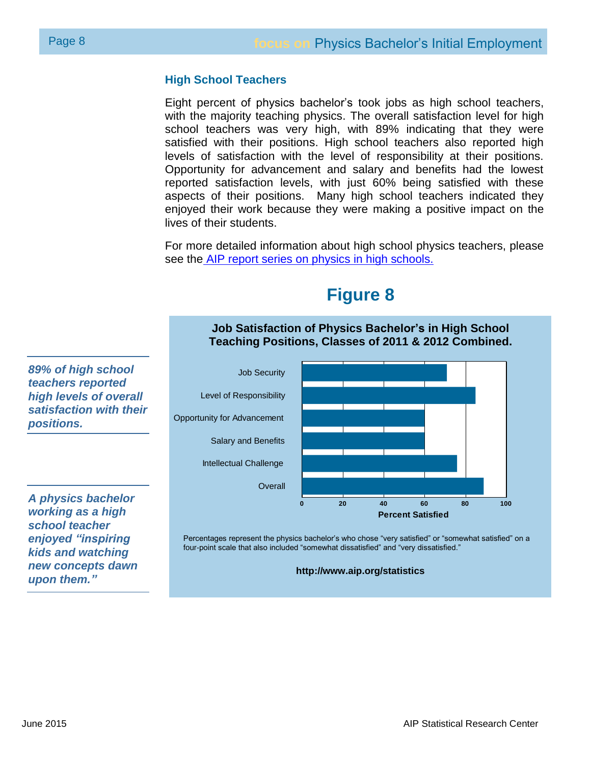### High School Teachers

Eight percent of physics bachelor's took jobs as high school teachers, with the majority teaching physics. The overall satisfaction level for high school teachers was very high, with 89% indicating that they were satisfied with their positions. High school teachers also reported high levels of satisfaction with the level of responsibility at their positions. Opportunity for advancement and salary and benefits had the lowest reported satisfaction levels, with just 60% being satisfied with these aspects of their positions. Many high school teachers indicated they enjoyed their work because they were making a positive impact on the lives of their students.

For more detailed information about high school physics teachers, please see the [AIP report series on physics in high schools.]()

*89% of high school teachers reported high levels of overall satisfaction with their positions.*

*A physics bachelor working as a high school teacher enjoyed "inspiring kids and watching new concepts dawn upon them."*

## Figure 8

**Job Satisfaction of Physics Bachelor's in High School Teaching Positions, Classes of 2011 & 2012 Combined.**

| Aspect | Percent Satisfied (approx.) |
|---|---|
| Job Security | 71 |
| Level of Responsibility | 85 |
| Opportunity for Advancement | 60 |
| Salary and Benefits | 60 |
| Intellectual Challenge | 76 |
| Overall | 89 |

Percentages represent the physics bachelor's who chose "very satisfied" or "somewhat satisfied" on a four-point scale that also included "somewhat dissatisfied" and "very dissatisfied."

**http://www.aip.org/statistics**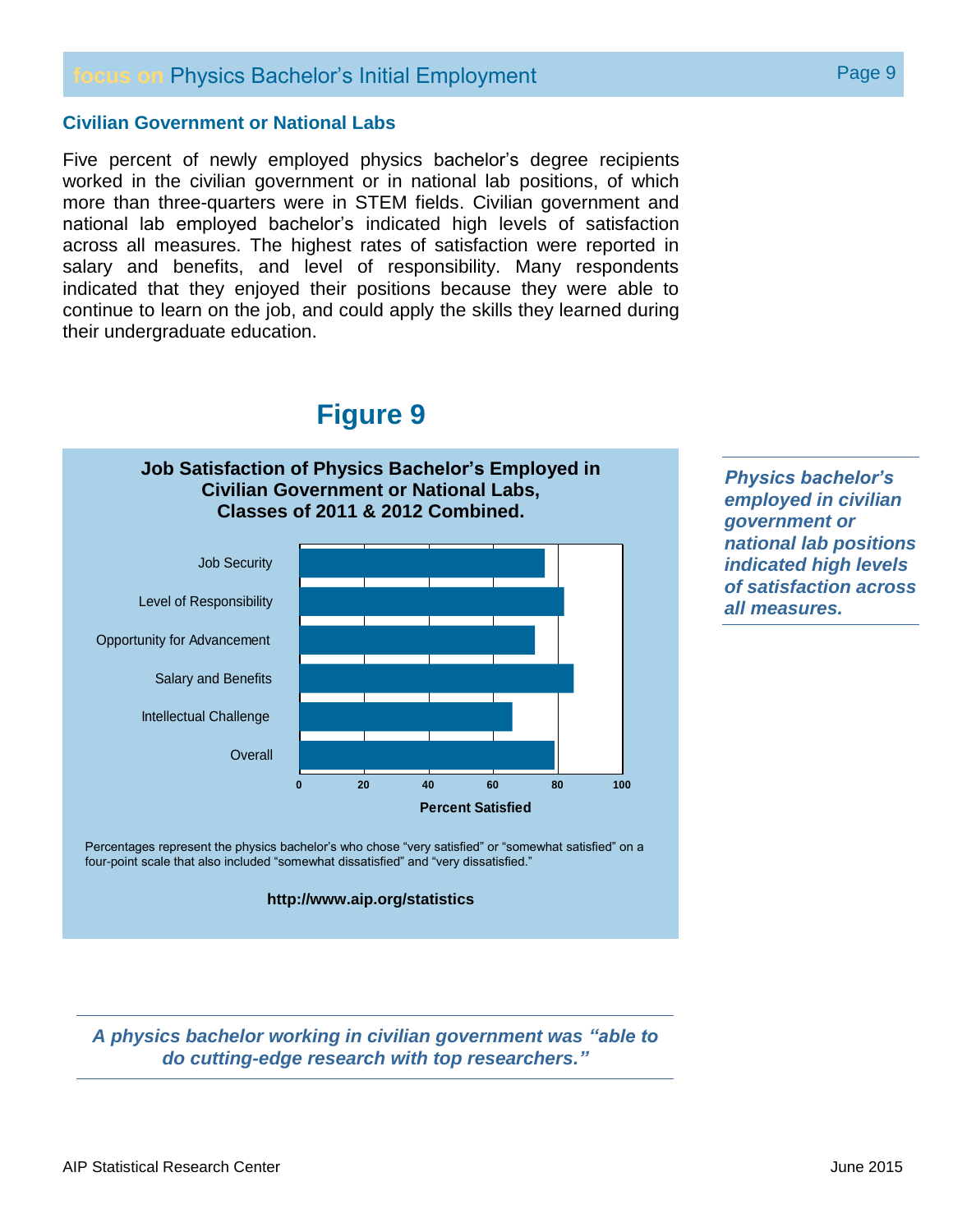## Civilian Government or National Labs

Five percent of newly employed physics bachelor's degree recipients worked in the civilian government or in national lab positions, of which more than three-quarters were in STEM fields. Civilian government and national lab employed bachelor's indicated high levels of satisfaction across all measures. The highest rates of satisfaction were reported in salary and benefits, and level of responsibility. Many respondents indicated that they enjoyed their positions because they were able to continue to learn on the job, and could apply the skills they learned during their undergraduate education.

# Figure 9

**Job Satisfaction of Physics Bachelor's Employed in Civilian Government or National Labs, Classes of 2011 & 2012 Combined.**

Job Security
Level of Responsibility
Opportunity for Advancement
Salary and Benefits
Intellectual Challenge
Overall

0 20 40 60 80 100

**Percent Satisfied**

Percentages represent the physics bachelor's who chose "very satisfied" or "somewhat satisfied" on a four-point scale that also included "somewhat dissatisfied" and "very dissatisfied."

**http://www.aip.org/statistics**

***Physics bachelor's employed in civilian government or national lab positions indicated high levels of satisfaction across all measures.***

***A physics bachelor working in civilian government was "able to do cutting-edge research with top researchers."***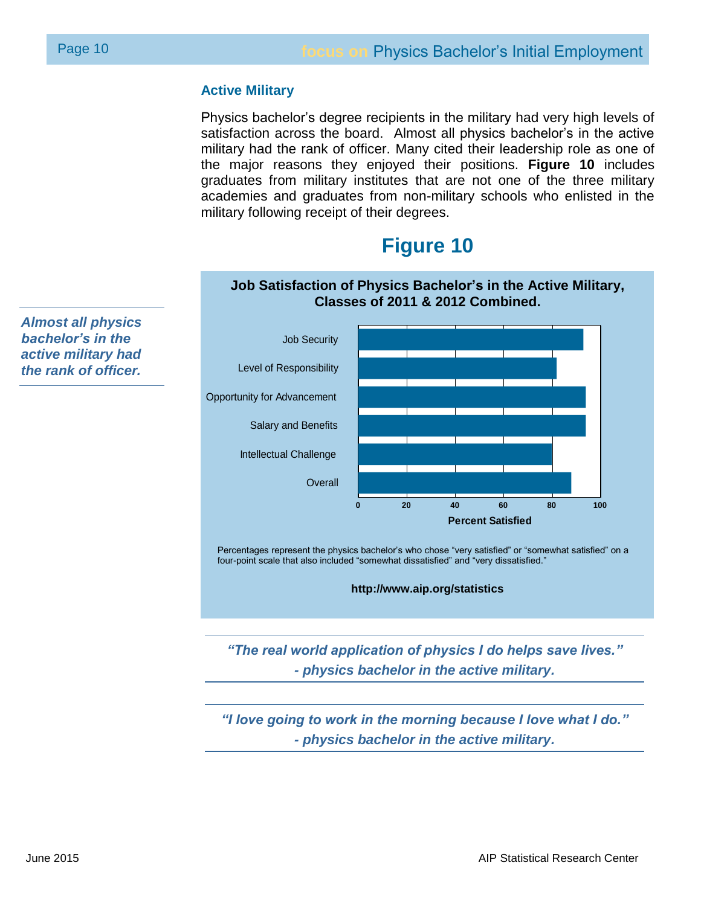## Active Military

Physics bachelor's degree recipients in the military had very high levels of satisfaction across the board. Almost all physics bachelor's in the active military had the rank of officer. Many cited their leadership role as one of the major reasons they enjoyed their positions. **Figure 10** includes graduates from military institutes that are not one of the three military academies and graduates from non-military schools who enlisted in the military following receipt of their degrees.

***Almost all physics bachelor's in the active military had the rank of officer.***

# Figure 10

**Job Satisfaction of Physics Bachelor's in the Active Military, Classes of 2011 & 2012 Combined.**

Job Security
Level of Responsibility
Opportunity for Advancement
Salary and Benefits
Intellectual Challenge
Overall

0 20 40 60 80 100

**Percent Satisfied**

Percentages represent the physics bachelor's who chose "very satisfied" or "somewhat satisfied" on a four-point scale that also included "somewhat dissatisfied" and "very dissatisfied."

**http://www.aip.org/statistics**

***"The real world application of physics I do helps save lives."***
***- physics bachelor in the active military.***

***"I love going to work in the morning because I love what I do."***
***- physics bachelor in the active military.***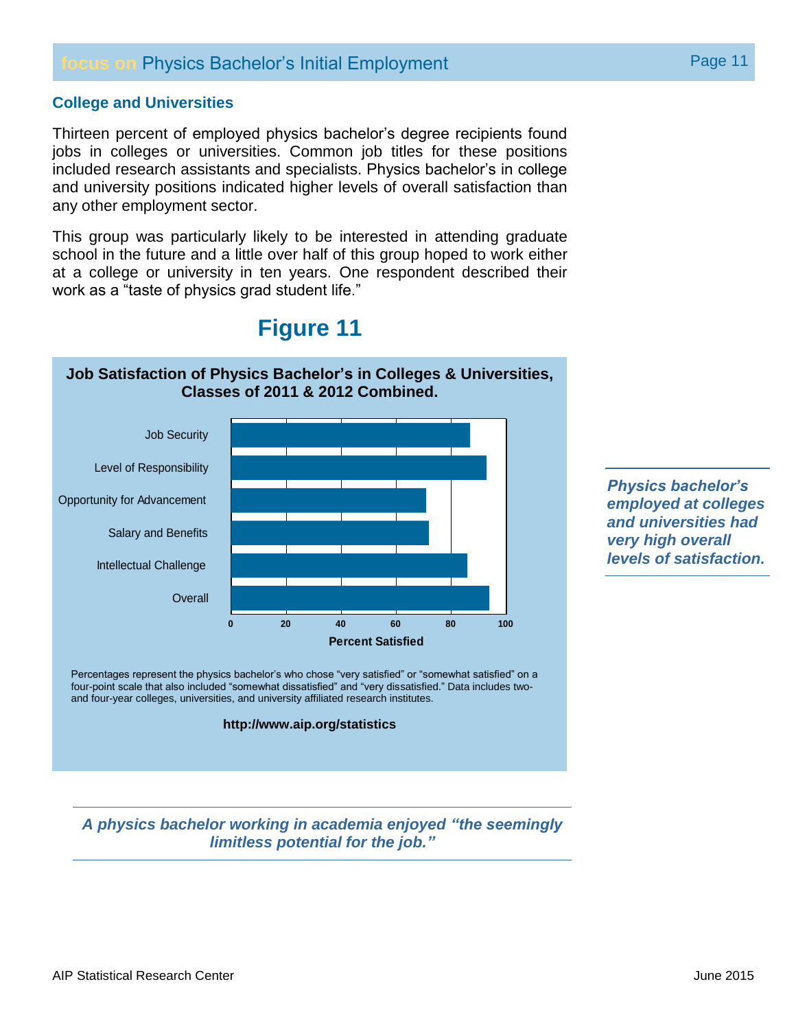## College and Universities

Thirteen percent of employed physics bachelor's degree recipients found jobs in colleges or universities. Common job titles for these positions included research assistants and specialists. Physics bachelor's in college and university positions indicated higher levels of overall satisfaction than any other employment sector.

This group was particularly likely to be interested in attending graduate school in the future and a little over half of this group hoped to work either at a college or university in ten years. One respondent described their work as a "taste of physics grad student life."

## Figure 11

**Job Satisfaction of Physics Bachelor's in Colleges & Universities, Classes of 2011 & 2012 Combined.**

Job Security

Level of Responsibility

Opportunity for Advancement

Salary and Benefits

Intellectual Challenge

Overall

0 20 40 60 80 100

**Percent Satisfied**

Percentages represent the physics bachelor's who chose "very satisfied" or "somewhat satisfied" on a four-point scale that also included "somewhat dissatisfied" and "very dissatisfied." Data includes two- and four-year colleges, universities, and university affiliated research institutes.

**http://www.aip.org/statistics**

***Physics bachelor's employed at colleges and universities had very high overall levels of satisfaction.***

***A physics bachelor working in academia enjoyed "the seemingly limitless potential for the job."***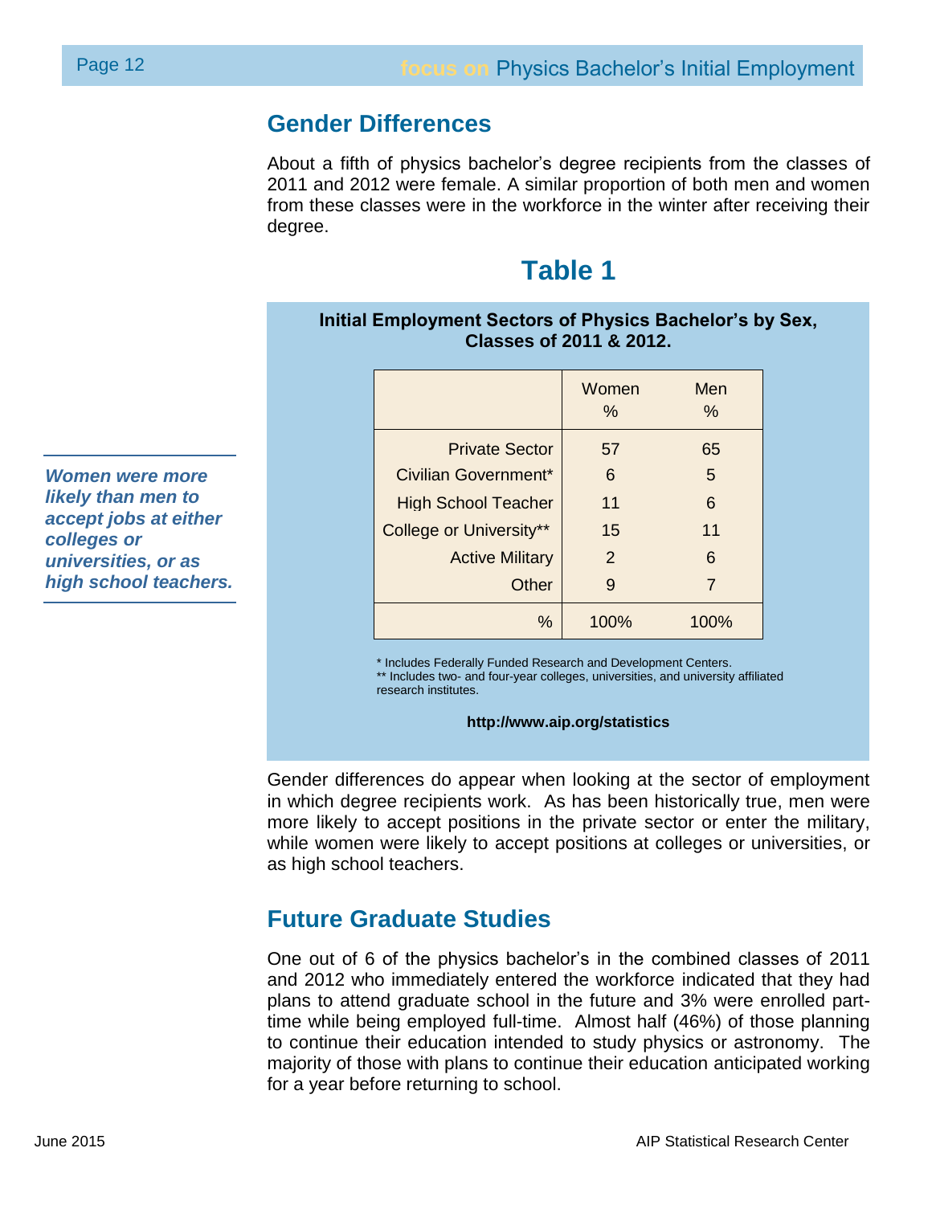## Gender Differences

About a fifth of physics bachelor's degree recipients from the classes of 2011 and 2012 were female. A similar proportion of both men and women from these classes were in the workforce in the winter after receiving their degree.

***Women were more likely than men to accept jobs at either colleges or universities, or as high school teachers.***

# Table 1

**Initial Employment Sectors of Physics Bachelor's by Sex, Classes of 2011 & 2012.**

| | Women % | Men % |
|---|---|---|
| Private Sector | 57 | 65 |
| Civilian Government* | 6 | 5 |
| High School Teacher | 11 | 6 |
| College or University** | 15 | 11 |
| Active Military | 2 | 6 |
| Other | 9 | 7 |
| % | 100% | 100% |

\* Includes Federally Funded Research and Development Centers.
** Includes two- and four-year colleges, universities, and university affiliated research institutes.

**http://www.aip.org/statistics**

Gender differences do appear when looking at the sector of employment in which degree recipients work. As has been historically true, men were more likely to accept positions in the private sector or enter the military, while women were likely to accept positions at colleges or universities, or as high school teachers.

## Future Graduate Studies

One out of 6 of the physics bachelor's in the combined classes of 2011 and 2012 who immediately entered the workforce indicated that they had plans to attend graduate school in the future and 3% were enrolled part-time while being employed full-time. Almost half (46%) of those planning to continue their education intended to study physics or astronomy. The majority of those with plans to continue their education anticipated working for a year before returning to school.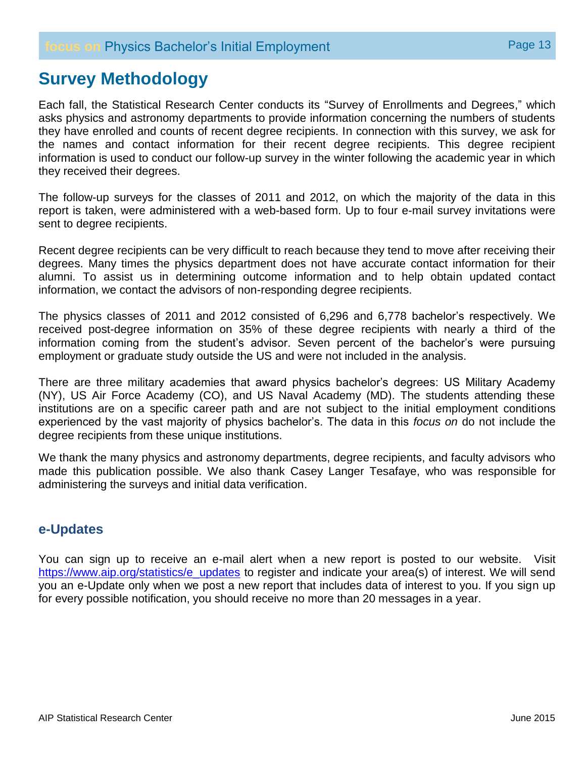## Survey Methodology

Each fall, the Statistical Research Center conducts its "Survey of Enrollments and Degrees," which asks physics and astronomy departments to provide information concerning the numbers of students they have enrolled and counts of recent degree recipients. In connection with this survey, we ask for the names and contact information for their recent degree recipients. This degree recipient information is used to conduct our follow-up survey in the winter following the academic year in which they received their degrees.

The follow-up surveys for the classes of 2011 and 2012, on which the majority of the data in this report is taken, were administered with a web-based form. Up to four e-mail survey invitations were sent to degree recipients.

Recent degree recipients can be very difficult to reach because they tend to move after receiving their degrees. Many times the physics department does not have accurate contact information for their alumni. To assist us in determining outcome information and to help obtain updated contact information, we contact the advisors of non-responding degree recipients.

The physics classes of 2011 and 2012 consisted of 6,296 and 6,778 bachelor's respectively. We received post-degree information on 35% of these degree recipients with nearly a third of the information coming from the student's advisor. Seven percent of the bachelor's were pursuing employment or graduate study outside the US and were not included in the analysis.

There are three military academies that award physics bachelor's degrees: US Military Academy (NY), US Air Force Academy (CO), and US Naval Academy (MD). The students attending these institutions are on a specific career path and are not subject to the initial employment conditions experienced by the vast majority of physics bachelor's. The data in this *focus on* do not include the degree recipients from these unique institutions.

We thank the many physics and astronomy departments, degree recipients, and faculty advisors who made this publication possible. We also thank Casey Langer Tesafaye, who was responsible for administering the surveys and initial data verification.

### e-Updates

You can sign up to receive an e-mail alert when a new report is posted to our website. Visit https://www.aip.org/statistics/e_updates to register and indicate your area(s) of interest. We will send you an e-Update only when we post a new report that includes data of interest to you. If you sign up for every possible notification, you should receive no more than 20 messages in a year.